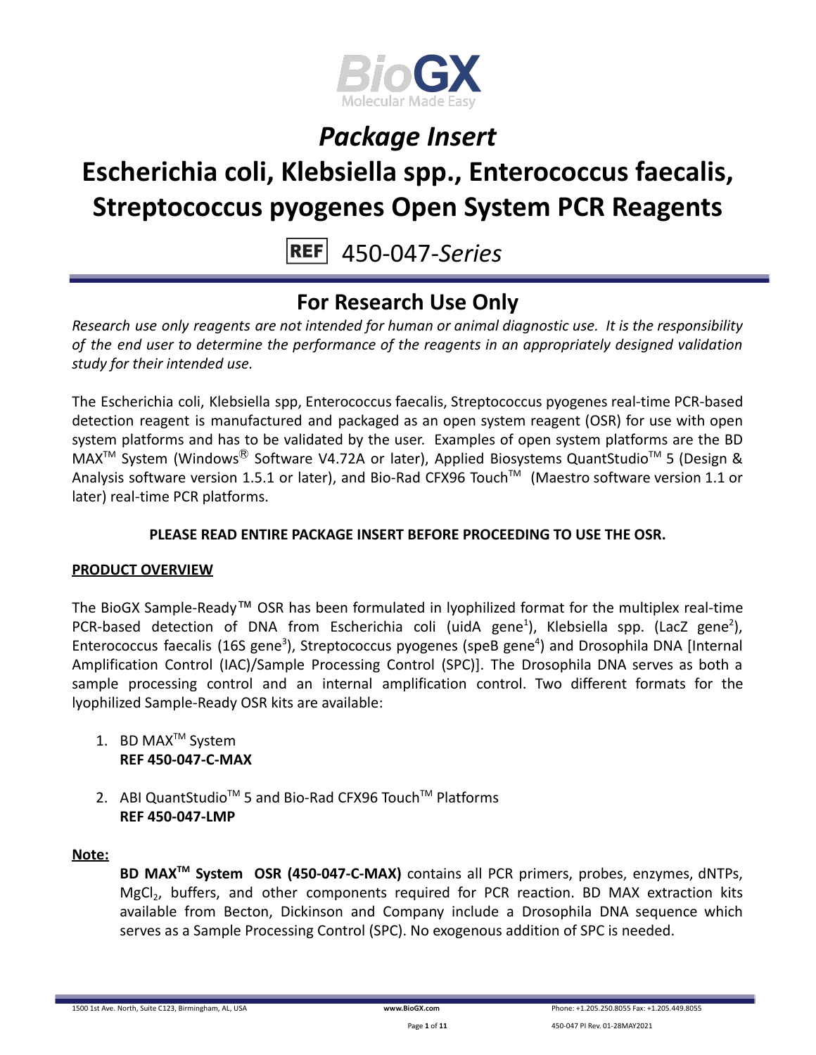BioGX
Molecular Made Easy

# *Package Insert*

# Escherichia coli, Klebsiella spp., Enterococcus faecalis, Streptococcus pyogenes Open System PCR Reagents

REF 450-047-*Series*

## For Research Use Only

*Research use only reagents are not intended for human or animal diagnostic use. It is the responsibility of the end user to determine the performance of the reagents in an appropriately designed validation study for their intended use.*

The Escherichia coli, Klebsiella spp, Enterococcus faecalis, Streptococcus pyogenes real-time PCR-based detection reagent is manufactured and packaged as an open system reagent (OSR) for use with open system platforms and has to be validated by the user. Examples of open system platforms are the BD MAX™ System (Windows® Software V4.72A or later), Applied Biosystems QuantStudio™ 5 (Design & Analysis software version 1.5.1 or later), and Bio-Rad CFX96 Touch™ (Maestro software version 1.1 or later) real-time PCR platforms.

**PLEASE READ ENTIRE PACKAGE INSERT BEFORE PROCEEDING TO USE THE OSR.**

**PRODUCT OVERVIEW**

The BioGX Sample-Ready™ OSR has been formulated in lyophilized format for the multiplex real-time PCR-based detection of DNA from Escherichia coli (uidA gene[1]), Klebsiella spp. (LacZ gene[2]), Enterococcus faecalis (16S gene[3]), Streptococcus pyogenes (speB gene[4]) and Drosophila DNA [Internal Amplification Control (IAC)/Sample Processing Control (SPC)]. The Drosophila DNA serves as both a sample processing control and an internal amplification control. Two different formats for the lyophilized Sample-Ready OSR kits are available:

1. BD MAX™ System
   **REF 450-047-C-MAX**

2. ABI QuantStudio™ 5 and Bio-Rad CFX96 Touch™ Platforms
   **REF 450-047-LMP**

**Note:**

**BD MAX™ System OSR (450-047-C-MAX)** contains all PCR primers, probes, enzymes, dNTPs, $MgCl_2$, buffers, and other components required for PCR reaction. BD MAX extraction kits available from Becton, Dickinson and Company include a Drosophila DNA sequence which serves as a Sample Processing Control (SPC). No exogenous addition of SPC is needed.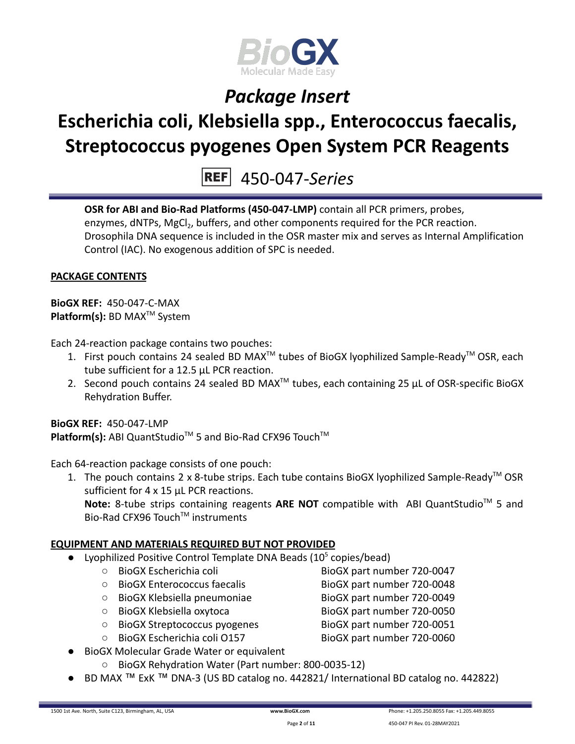# *Package Insert*

# Escherichia coli, Klebsiella spp., Enterococcus faecalis, Streptococcus pyogenes Open System PCR Reagents

REF 450-047-*Series*

**OSR for ABI and Bio-Rad Platforms (450-047-LMP)** contain all PCR primers, probes, enzymes, dNTPs, $MgCl_2$, buffers, and other components required for the PCR reaction. Drosophila DNA sequence is included in the OSR master mix and serves as Internal Amplification Control (IAC). No exogenous addition of SPC is needed.

**PACKAGE CONTENTS**

**BioGX REF:** 450-047-C-MAX
**Platform(s):** BD MAX™ System

Each 24-reaction package contains two pouches:

1. First pouch contains 24 sealed BD MAX™ tubes of BioGX lyophilized Sample-Ready™ OSR, each tube sufficient for a 12.5 µL PCR reaction.
2. Second pouch contains 24 sealed BD MAX™ tubes, each containing 25 µL of OSR-specific BioGX Rehydration Buffer.

**BioGX REF:** 450-047-LMP
**Platform(s):** ABI QuantStudio™ 5 and Bio-Rad CFX96 Touch™

Each 64-reaction package consists of one pouch:

1. The pouch contains 2 x 8-tube strips. Each tube contains BioGX lyophilized Sample-Ready™ OSR sufficient for 4 x 15 µL PCR reactions.
   **Note:** 8-tube strips containing reagents **ARE NOT** compatible with ABI QuantStudio™ 5 and Bio-Rad CFX96 Touch™ instruments

**EQUIPMENT AND MATERIALS REQUIRED BUT NOT PROVIDED**

- Lyophilized Positive Control Template DNA Beads ($10^5$ copies/bead)
  - BioGX Escherichia coli — BioGX part number 720-0047
  - BioGX Enterococcus faecalis — BioGX part number 720-0048
  - BioGX Klebsiella pneumoniae — BioGX part number 720-0049
  - BioGX Klebsiella oxytoca — BioGX part number 720-0050
  - BioGX Streptococcus pyogenes — BioGX part number 720-0051
  - BioGX Escherichia coli O157 — BioGX part number 720-0060
- BioGX Molecular Grade Water or equivalent
  - BioGX Rehydration Water (Part number: 800-0035-12)
- BD MAX ™ ExK ™ DNA-3 (US BD catalog no. 442821/ International BD catalog no. 442822)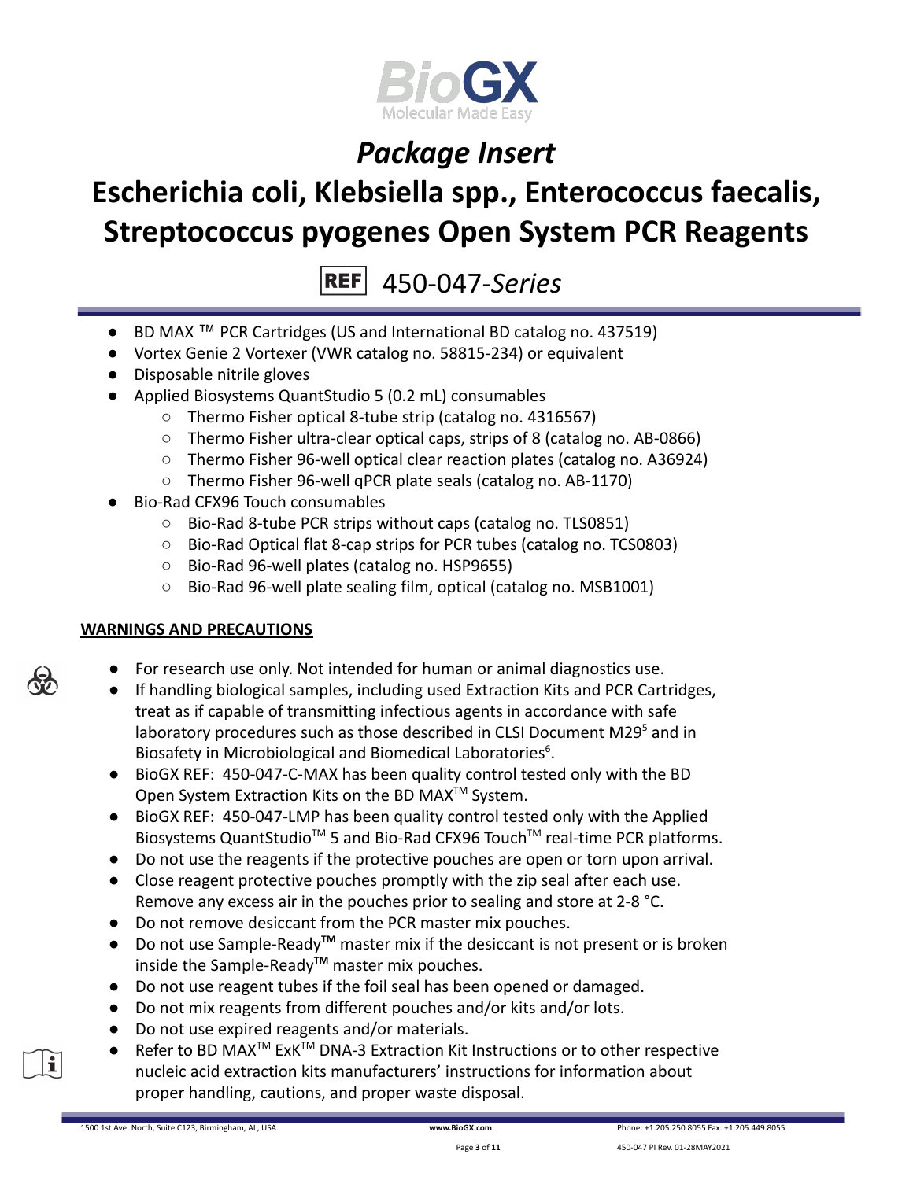- BD MAX ™ PCR Cartridges (US and International BD catalog no. 437519)
- Vortex Genie 2 Vortexer (VWR catalog no. 58815-234) or equivalent
- Disposable nitrile gloves
- Applied Biosystems QuantStudio 5 (0.2 mL) consumables
  - Thermo Fisher optical 8-tube strip (catalog no. 4316567)
  - Thermo Fisher ultra-clear optical caps, strips of 8 (catalog no. AB-0866)
  - Thermo Fisher 96-well optical clear reaction plates (catalog no. A36924)
  - Thermo Fisher 96-well qPCR plate seals (catalog no. AB-1170)
- Bio-Rad CFX96 Touch consumables
  - Bio-Rad 8-tube PCR strips without caps (catalog no. TLS0851)
  - Bio-Rad Optical flat 8-cap strips for PCR tubes (catalog no. TCS0803)
  - Bio-Rad 96-well plates (catalog no. HSP9655)
  - Bio-Rad 96-well plate sealing film, optical (catalog no. MSB1001)

## WARNINGS AND PRECAUTIONS

- For research use only. Not intended for human or animal diagnostics use.
- If handling biological samples, including used Extraction Kits and PCR Cartridges, treat as if capable of transmitting infectious agents in accordance with safe laboratory procedures such as those described in CLSI Document M29[5] and in Biosafety in Microbiological and Biomedical Laboratories[6].
- BioGX REF: 450-047-C-MAX has been quality control tested only with the BD Open System Extraction Kits on the BD MAX™ System.
- BioGX REF: 450-047-LMP has been quality control tested only with the Applied Biosystems QuantStudio™ 5 and Bio-Rad CFX96 Touch™ real-time PCR platforms.
- Do not use the reagents if the protective pouches are open or torn upon arrival.
- Close reagent protective pouches promptly with the zip seal after each use. Remove any excess air in the pouches prior to sealing and store at 2-8 °C.
- Do not remove desiccant from the PCR master mix pouches.
- Do not use Sample-Ready**™** master mix if the desiccant is not present or is broken inside the Sample-Ready**™** master mix pouches.
- Do not use reagent tubes if the foil seal has been opened or damaged.
- Do not mix reagents from different pouches and/or kits and/or lots.
- Do not use expired reagents and/or materials.
- Refer to BD MAX™ ExK™ DNA-3 Extraction Kit Instructions or to other respective nucleic acid extraction kits manufacturers' instructions for information about proper handling, cautions, and proper waste disposal.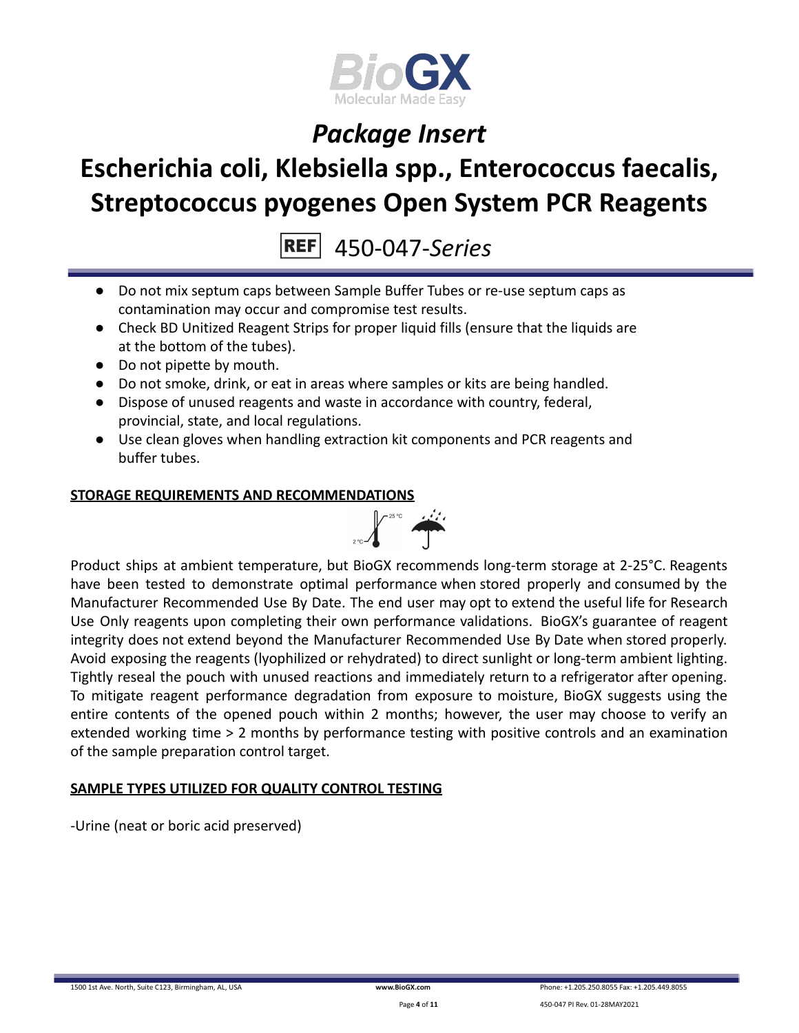- Do not mix septum caps between Sample Buffer Tubes or re-use septum caps as contamination may occur and compromise test results.
- Check BD Unitized Reagent Strips for proper liquid fills (ensure that the liquids are at the bottom of the tubes).
- Do not pipette by mouth.
- Do not smoke, drink, or eat in areas where samples or kits are being handled.
- Dispose of unused reagents and waste in accordance with country, federal, provincial, state, and local regulations.
- Use clean gloves when handling extraction kit components and PCR reagents and buffer tubes.

## STORAGE REQUIREMENTS AND RECOMMENDATIONS

Product ships at ambient temperature, but BioGX recommends long-term storage at 2-25°C. Reagents have been tested to demonstrate optimal performance when stored properly and consumed by the Manufacturer Recommended Use By Date. The end user may opt to extend the useful life for Research Use Only reagents upon completing their own performance validations. BioGX's guarantee of reagent integrity does not extend beyond the Manufacturer Recommended Use By Date when stored properly. Avoid exposing the reagents (lyophilized or rehydrated) to direct sunlight or long-term ambient lighting. Tightly reseal the pouch with unused reactions and immediately return to a refrigerator after opening. To mitigate reagent performance degradation from exposure to moisture, BioGX suggests using the entire contents of the opened pouch within 2 months; however, the user may choose to verify an extended working time > 2 months by performance testing with positive controls and an examination of the sample preparation control target.

## SAMPLE TYPES UTILIZED FOR QUALITY CONTROL TESTING

-Urine (neat or boric acid preserved)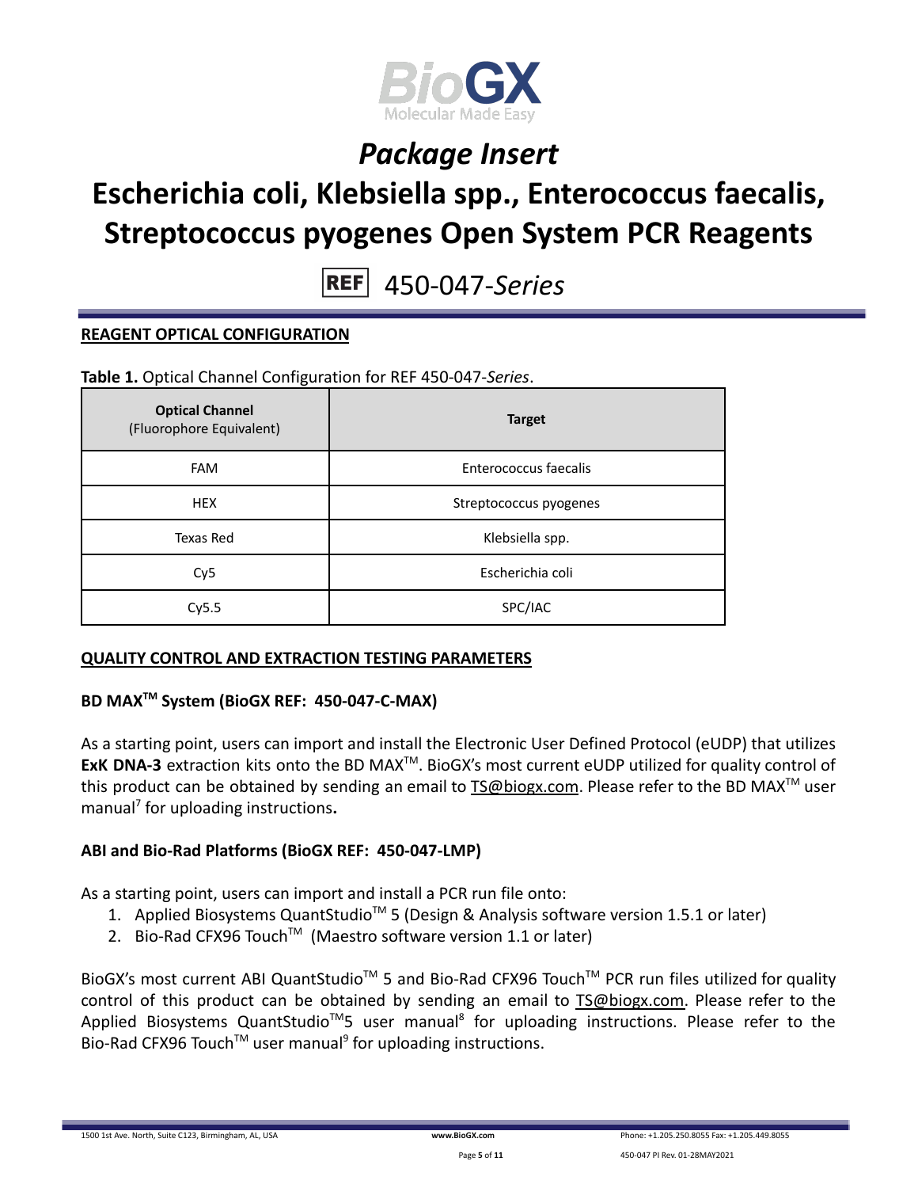## REAGENT OPTICAL CONFIGURATION

**Table 1.** Optical Channel Configuration for REF 450-047-*Series*.

| **Optical Channel** (Fluorophore Equivalent) | **Target** |
|---|---|
| FAM | Enterococcus faecalis |
| HEX | Streptococcus pyogenes |
| Texas Red | Klebsiella spp. |
| Cy5 | Escherichia coli |
| Cy5.5 | SPC/IAC |

## QUALITY CONTROL AND EXTRACTION TESTING PARAMETERS

### BD MAX™ System (BioGX REF: 450-047-C-MAX)

As a starting point, users can import and install the Electronic User Defined Protocol (eUDP) that utilizes **ExK DNA-3** extraction kits onto the BD MAX™. BioGX's most current eUDP utilized for quality control of this product can be obtained by sending an email to TS@biogx.com. Please refer to the BD MAX™ user manual[7] for uploading instructions**.**

### ABI and Bio-Rad Platforms (BioGX REF: 450-047-LMP)

As a starting point, users can import and install a PCR run file onto:

1. Applied Biosystems QuantStudio™ 5 (Design & Analysis software version 1.5.1 or later)
2. Bio-Rad CFX96 Touch™ (Maestro software version 1.1 or later)

BioGX's most current ABI QuantStudio™ 5 and Bio-Rad CFX96 Touch™ PCR run files utilized for quality control of this product can be obtained by sending an email to TS@biogx.com. Please refer to the Applied Biosystems QuantStudio™5 user manual[8] for uploading instructions. Please refer to the Bio-Rad CFX96 Touch™ user manual[9] for uploading instructions.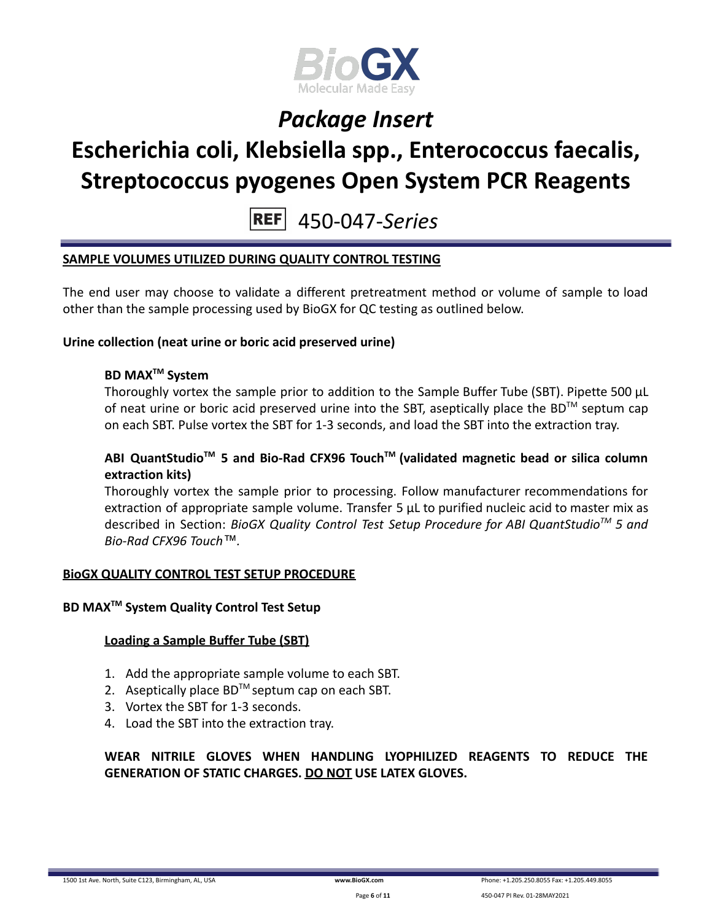## SAMPLE VOLUMES UTILIZED DURING QUALITY CONTROL TESTING

The end user may choose to validate a different pretreatment method or volume of sample to load other than the sample processing used by BioGX for QC testing as outlined below.

**Urine collection (neat urine or boric acid preserved urine)**

**BD MAX™ System**

Thoroughly vortex the sample prior to addition to the Sample Buffer Tube (SBT). Pipette 500 µL of neat urine or boric acid preserved urine into the SBT, aseptically place the BD™ septum cap on each SBT. Pulse vortex the SBT for 1-3 seconds, and load the SBT into the extraction tray.

**ABI QuantStudio™ 5 and Bio-Rad CFX96 Touch™ (validated magnetic bead or silica column extraction kits)**

Thoroughly vortex the sample prior to processing. Follow manufacturer recommendations for extraction of appropriate sample volume. Transfer 5 µL to purified nucleic acid to master mix as described in Section: *BioGX Quality Control Test Setup Procedure for ABI QuantStudio™ 5 and Bio-Rad CFX96 Touch™*.

## BioGX QUALITY CONTROL TEST SETUP PROCEDURE

**BD MAX™ System Quality Control Test Setup**

**Loading a Sample Buffer Tube (SBT)**

1. Add the appropriate sample volume to each SBT.
2. Aseptically place BD™ septum cap on each SBT.
3. Vortex the SBT for 1-3 seconds.
4. Load the SBT into the extraction tray.

**WEAR NITRILE GLOVES WHEN HANDLING LYOPHILIZED REAGENTS TO REDUCE THE GENERATION OF STATIC CHARGES. DO NOT USE LATEX GLOVES.**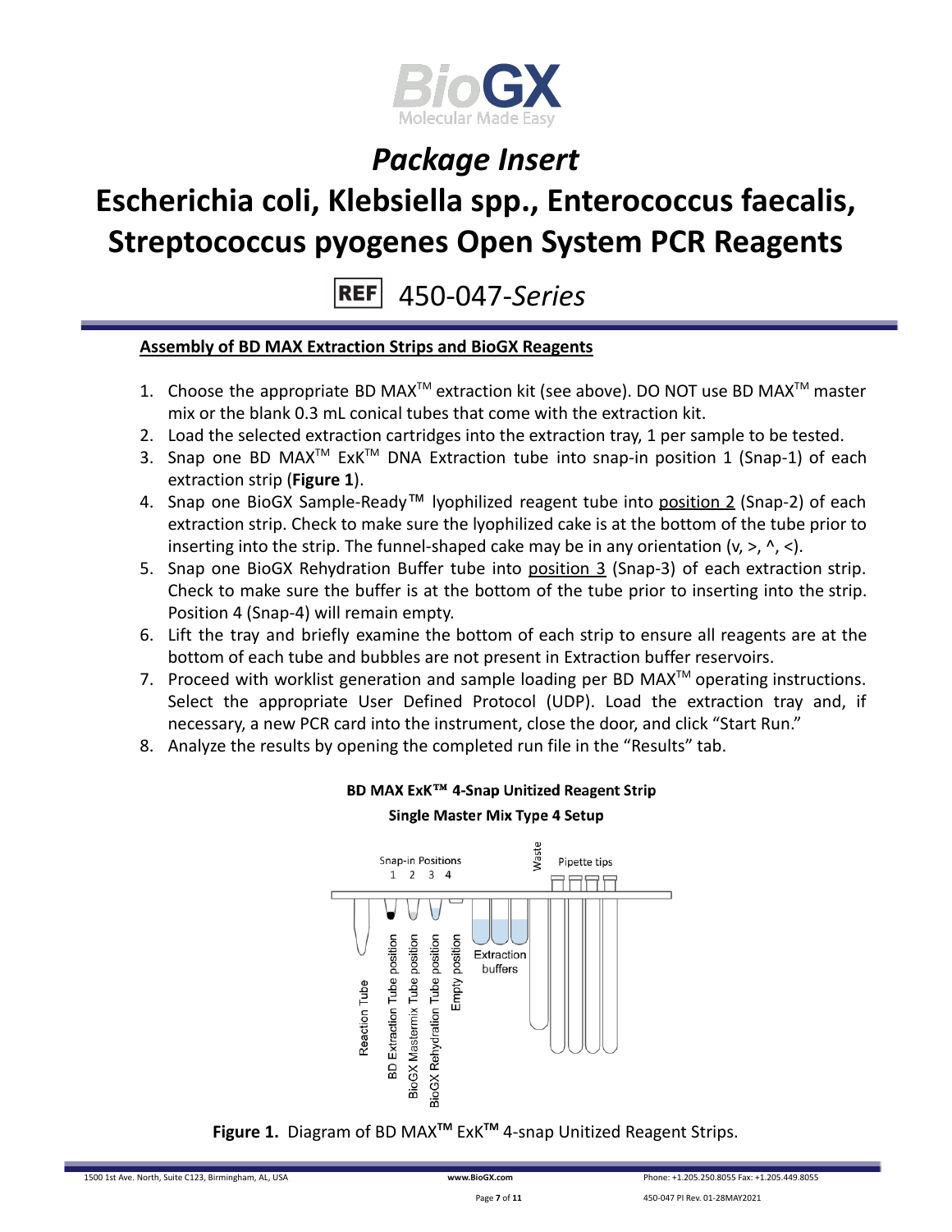# Package Insert

# Escherichia coli, Klebsiella spp., Enterococcus faecalis, Streptococcus pyogenes Open System PCR Reagents

REF 450-047-*Series*

**Assembly of BD MAX Extraction Strips and BioGX Reagents**

1. Choose the appropriate BD MAX™ extraction kit (see above). DO NOT use BD MAX™ master mix or the blank 0.3 mL conical tubes that come with the extraction kit.
2. Load the selected extraction cartridges into the extraction tray, 1 per sample to be tested.
3. Snap one BD MAX™ ExK™ DNA Extraction tube into snap-in position 1 (Snap-1) of each extraction strip (**Figure 1**).
4. Snap one BioGX Sample-Ready™ lyophilized reagent tube into position 2 (Snap-2) of each extraction strip. Check to make sure the lyophilized cake is at the bottom of the tube prior to inserting into the strip. The funnel-shaped cake may be in any orientation (v, >, ^, <).
5. Snap one BioGX Rehydration Buffer tube into position 3 (Snap-3) of each extraction strip. Check to make sure the buffer is at the bottom of the tube prior to inserting into the strip. Position 4 (Snap-4) will remain empty.
6. Lift the tray and briefly examine the bottom of each strip to ensure all reagents are at the bottom of each tube and bubbles are not present in Extraction buffer reservoirs.
7. Proceed with worklist generation and sample loading per BD MAX™ operating instructions. Select the appropriate User Defined Protocol (UDP). Load the extraction tray and, if necessary, a new PCR card into the instrument, close the door, and click "Start Run."
8. Analyze the results by opening the completed run file in the "Results" tab.

**BD MAX ExK™ 4-Snap Unitized Reagent Strip**

**Single Master Mix Type 4 Setup**

Snap-in Positions 1 2 3 4 | Waste | Pipette tips | Reaction Tube | BD Extraction Tube position | BioGX Mastermix Tube position | BioGX Rehydration Tube position | Empty position | Extraction buffers

**Figure 1.** Diagram of BD MAX™ ExK™ 4-snap Unitized Reagent Strips.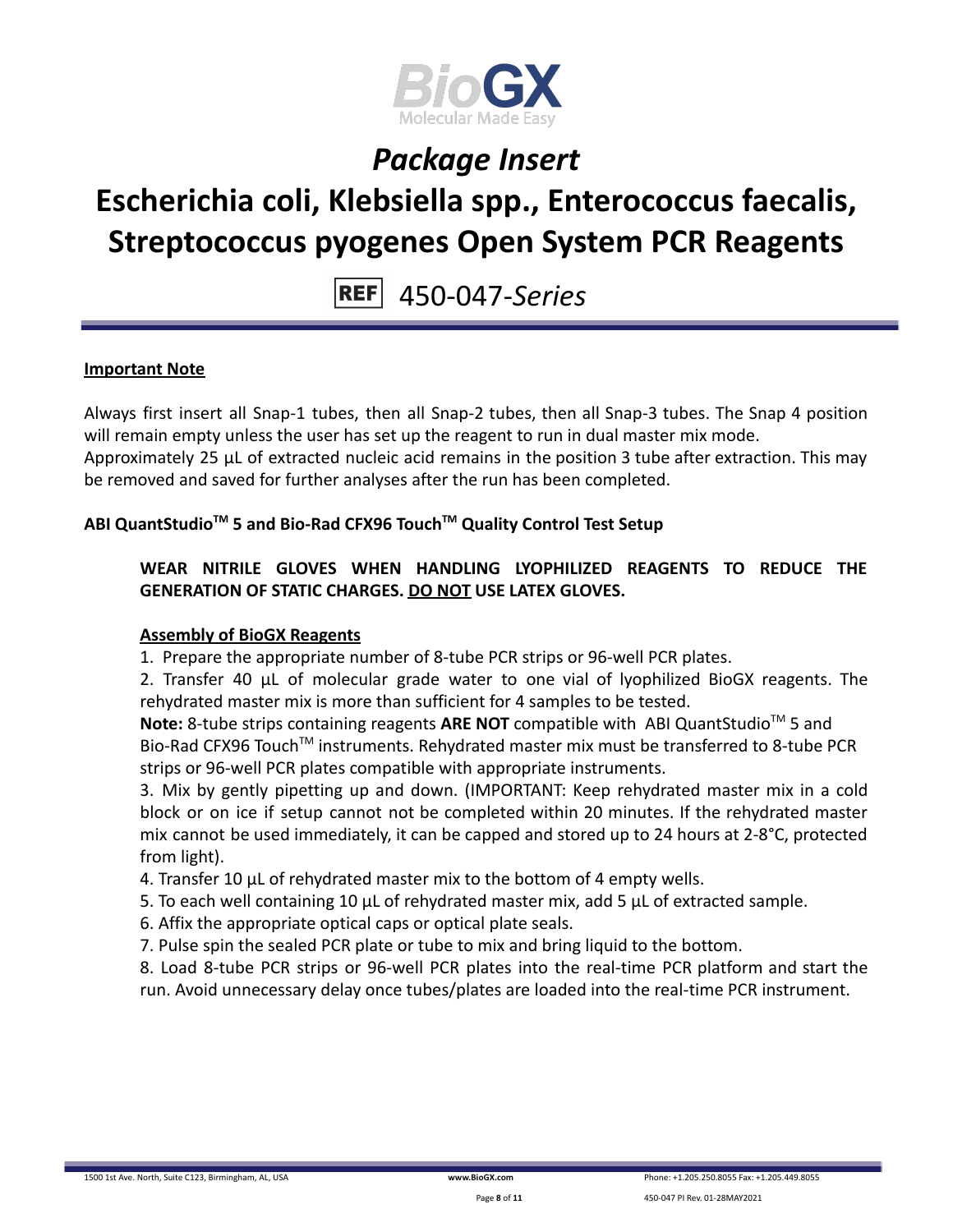# Package Insert

# Escherichia coli, Klebsiella spp., Enterococcus faecalis, Streptococcus pyogenes Open System PCR Reagents

REF 450-047-*Series*

**Important Note**

Always first insert all Snap-1 tubes, then all Snap-2 tubes, then all Snap-3 tubes. The Snap 4 position will remain empty unless the user has set up the reagent to run in dual master mix mode.
Approximately 25 µL of extracted nucleic acid remains in the position 3 tube after extraction. This may be removed and saved for further analyses after the run has been completed.

**ABI QuantStudio™ 5 and Bio-Rad CFX96 Touch™ Quality Control Test Setup**

**WEAR NITRILE GLOVES WHEN HANDLING LYOPHILIZED REAGENTS TO REDUCE THE GENERATION OF STATIC CHARGES. <u>DO NOT</u> USE LATEX GLOVES.**

**<u>Assembly of BioGX Reagents</u>**

1. Prepare the appropriate number of 8-tube PCR strips or 96-well PCR plates.
2. Transfer 40 µL of molecular grade water to one vial of lyophilized BioGX reagents. The rehydrated master mix is more than sufficient for 4 samples to be tested.
**Note:** 8-tube strips containing reagents **ARE NOT** compatible with ABI QuantStudio™ 5 and Bio-Rad CFX96 Touch™ instruments. Rehydrated master mix must be transferred to 8-tube PCR strips or 96-well PCR plates compatible with appropriate instruments.
3. Mix by gently pipetting up and down. (IMPORTANT: Keep rehydrated master mix in a cold block or on ice if setup cannot not be completed within 20 minutes. If the rehydrated master mix cannot be used immediately, it can be capped and stored up to 24 hours at 2-8°C, protected from light).
4. Transfer 10 µL of rehydrated master mix to the bottom of 4 empty wells.
5. To each well containing 10 µL of rehydrated master mix, add 5 µL of extracted sample.
6. Affix the appropriate optical caps or optical plate seals.
7. Pulse spin the sealed PCR plate or tube to mix and bring liquid to the bottom.
8. Load 8-tube PCR strips or 96-well PCR plates into the real-time PCR platform and start the run. Avoid unnecessary delay once tubes/plates are loaded into the real-time PCR instrument.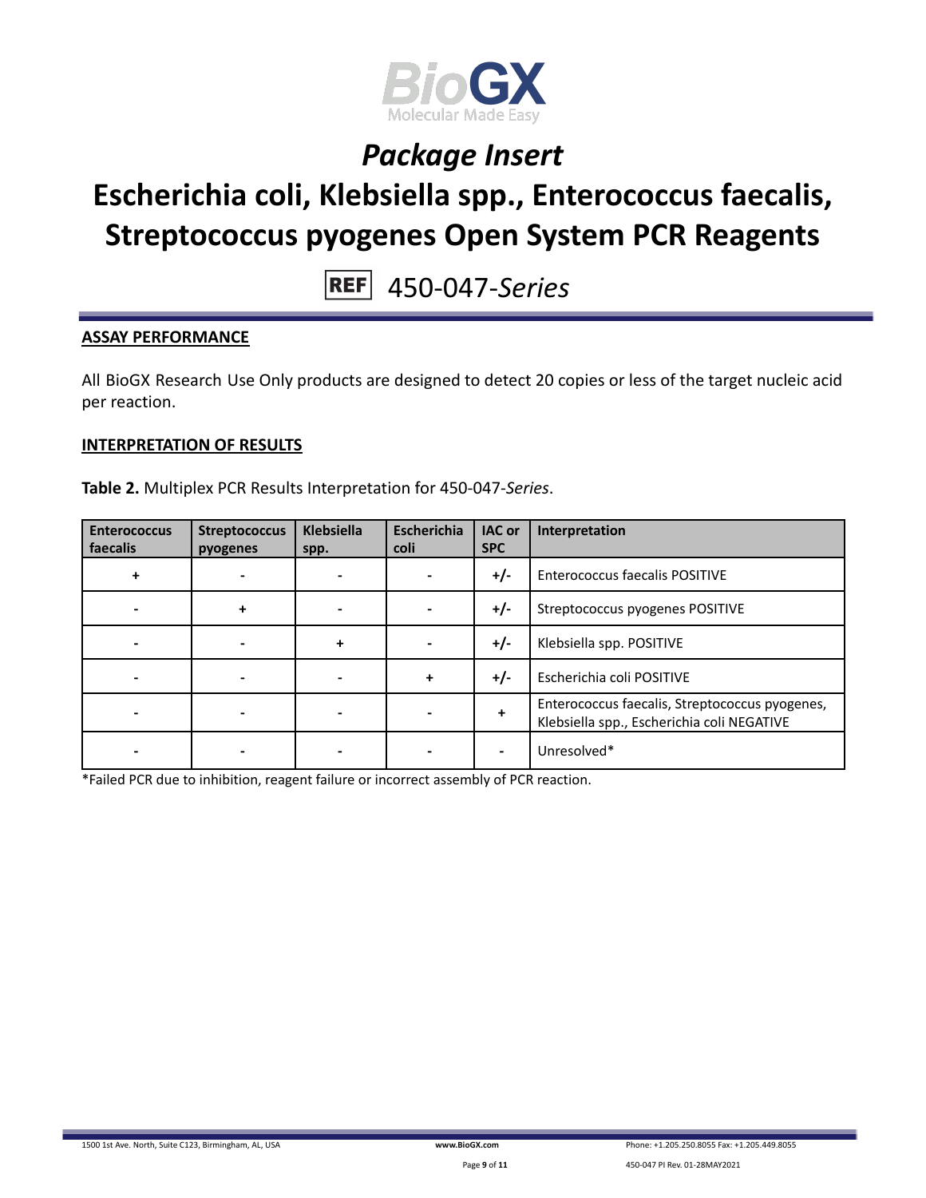## ASSAY PERFORMANCE

All BioGX Research Use Only products are designed to detect 20 copies or less of the target nucleic acid per reaction.

## INTERPRETATION OF RESULTS

**Table 2.** Multiplex PCR Results Interpretation for 450-047-*Series*.

| Enterococcus faecalis | Streptococcus pyogenes | Klebsiella spp. | Escherichia coli | IAC or SPC | Interpretation |
|---|---|---|---|---|---|
| + | - | - | - | +/- | Enterococcus faecalis POSITIVE |
| - | + | - | - | +/- | Streptococcus pyogenes POSITIVE |
| - | - | + | - | +/- | Klebsiella spp. POSITIVE |
| - | - | - | + | +/- | Escherichia coli POSITIVE |
| - | - | - | - | + | Enterococcus faecalis, Streptococcus pyogenes, Klebsiella spp., Escherichia coli NEGATIVE |
| - | - | - | - | - | Unresolved* |

*Failed PCR due to inhibition, reagent failure or incorrect assembly of PCR reaction.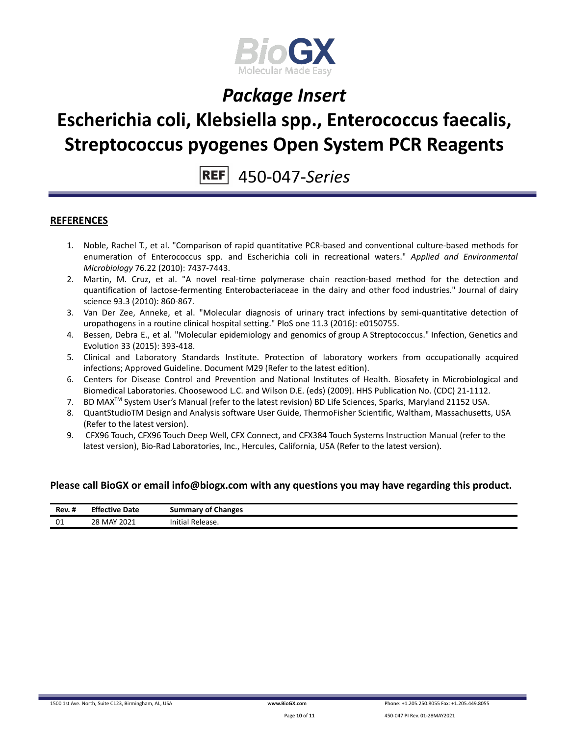# Package Insert

# Escherichia coli, Klebsiella spp., Enterococcus faecalis, Streptococcus pyogenes Open System PCR Reagents

REF 450-047-*Series*

## REFERENCES

1. Noble, Rachel T., et al. "Comparison of rapid quantitative PCR-based and conventional culture-based methods for enumeration of Enterococcus spp. and Escherichia coli in recreational waters." *Applied and Environmental Microbiology* 76.22 (2010): 7437-7443.
2. Martín, M. Cruz, et al. "A novel real-time polymerase chain reaction-based method for the detection and quantification of lactose-fermenting Enterobacteriaceae in the dairy and other food industries." Journal of dairy science 93.3 (2010): 860-867.
3. Van Der Zee, Anneke, et al. "Molecular diagnosis of urinary tract infections by semi-quantitative detection of uropathogens in a routine clinical hospital setting." PloS one 11.3 (2016): e0150755.
4. Bessen, Debra E., et al. "Molecular epidemiology and genomics of group A Streptococcus." Infection, Genetics and Evolution 33 (2015): 393-418.
5. Clinical and Laboratory Standards Institute. Protection of laboratory workers from occupationally acquired infections; Approved Guideline. Document M29 (Refer to the latest edition).
6. Centers for Disease Control and Prevention and National Institutes of Health. Biosafety in Microbiological and Biomedical Laboratories. Choosewood L.C. and Wilson D.E. (eds) (2009). HHS Publication No. (CDC) 21-1112.
7. BD MAX™ System User's Manual (refer to the latest revision) BD Life Sciences, Sparks, Maryland 21152 USA.
8. QuantStudioTM Design and Analysis software User Guide, ThermoFisher Scientific, Waltham, Massachusetts, USA (Refer to the latest version).
9. CFX96 Touch, CFX96 Touch Deep Well, CFX Connect, and CFX384 Touch Systems Instruction Manual (refer to the latest version), Bio-Rad Laboratories, Inc., Hercules, California, USA (Refer to the latest version).

**Please call BioGX or email info@biogx.com with any questions you may have regarding this product.**

| Rev. # | Effective Date | Summary of Changes |
|---|---|---|
| 01 | 28 MAY 2021 | Initial Release. |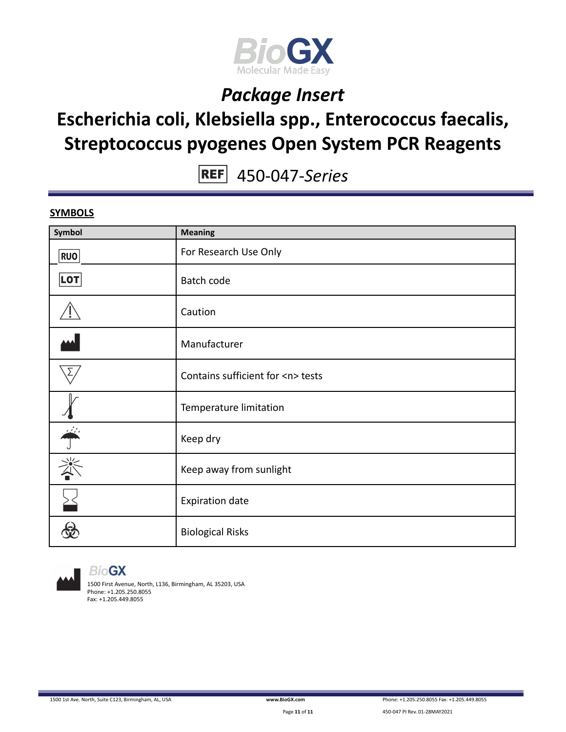# Package Insert

# Escherichia coli, Klebsiella spp., Enterococcus faecalis, Streptococcus pyogenes Open System PCR Reagents

REF 450-047-*Series*

**SYMBOLS**

| Symbol | Meaning |
|---|---|
| RUO | For Research Use Only |
| LOT | Batch code |
| | Caution |
| | Manufacturer |
| | Contains sufficient for <n> tests |
| | Temperature limitation |
| | Keep dry |
| | Keep away from sunlight |
| | Expiration date |
| | Biological Risks |

BioGX
1500 First Avenue, North, L136, Birmingham, AL 35203, USA
Phone: +1.205.250.8055
Fax: +1.205.449.8055